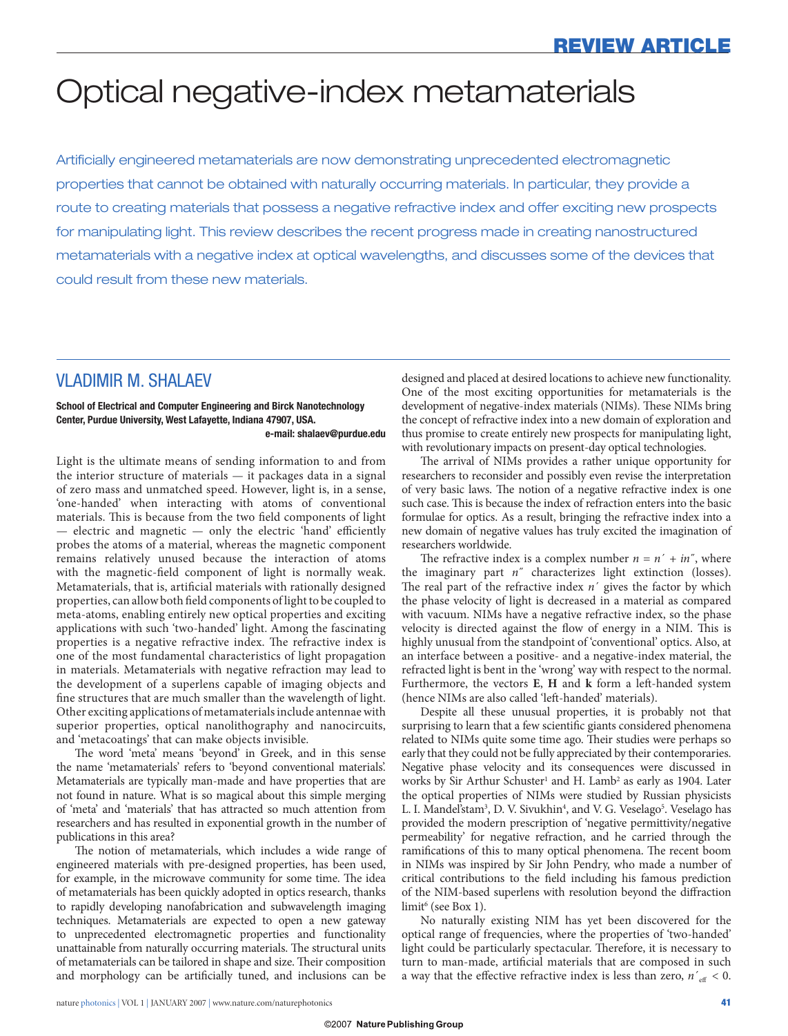# Optical negative-index metamaterials

Artificially engineered metamaterials are now demonstrating unprecedented electromagnetic properties that cannot be obtained with naturally occurring materials. In particular, they provide a route to creating materials that possess a negative refractive index and offer exciting new prospects for manipulating light. This review describes the recent progress made in creating nanostructured metamaterials with a negative index at optical wavelengths, and discusses some of the devices that could result from these new materials.

## VLADIMIR M. SHALAEV

**School of Electrical and Computer Engineering and Birck Nanotechnology Center, Purdue University, West Lafayette, Indiana 47907, USA.**
**e-mail: shalaev@purdue.edu**

Light is the ultimate means of sending information to and from the interior structure of materials — it packages data in a signal of zero mass and unmatched speed. However, light is, in a sense, 'one-handed' when interacting with atoms of conventional materials. This is because from the two field components of light — electric and magnetic — only the electric 'hand' efficiently probes the atoms of a material, whereas the magnetic component remains relatively unused because the interaction of atoms with the magnetic-field component of light is normally weak. Metamaterials, that is, artificial materials with rationally designed properties, can allow both field components of light to be coupled to meta-atoms, enabling entirely new optical properties and exciting applications with such 'two-handed' light. Among the fascinating properties is a negative refractive index. The refractive index is one of the most fundamental characteristics of light propagation in materials. Metamaterials with negative refraction may lead to the development of a superlens capable of imaging objects and fine structures that are much smaller than the wavelength of light. Other exciting applications of metamaterials include antennae with superior properties, optical nanolithography and nanocircuits, and 'metacoatings' that can make objects invisible.

The word 'meta' means 'beyond' in Greek, and in this sense the name 'metamaterials' refers to 'beyond conventional materials'. Metamaterials are typically man-made and have properties that are not found in nature. What is so magical about this simple merging of 'meta' and 'materials' that has attracted so much attention from researchers and has resulted in exponential growth in the number of publications in this area?

The notion of metamaterials, which includes a wide range of engineered materials with pre-designed properties, has been used, for example, in the microwave community for some time. The idea of metamaterials has been quickly adopted in optics research, thanks to rapidly developing nanofabrication and subwavelength imaging techniques. Metamaterials are expected to open a new gateway to unprecedented electromagnetic properties and functionality unattainable from naturally occurring materials. The structural units of metamaterials can be tailored in shape and size. Their composition and morphology can be artificially tuned, and inclusions can be designed and placed at desired locations to achieve new functionality. One of the most exciting opportunities for metamaterials is the development of negative-index materials (NIMs). These NIMs bring the concept of refractive index into a new domain of exploration and thus promise to create entirely new prospects for manipulating light, with revolutionary impacts on present-day optical technologies.

The arrival of NIMs provides a rather unique opportunity for researchers to reconsider and possibly even revise the interpretation of very basic laws. The notion of a negative refractive index is one such case. This is because the index of refraction enters into the basic formulae for optics. As a result, bringing the refractive index into a new domain of negative values has truly excited the imagination of researchers worldwide.

The refractive index is a complex number $n = n' + in''$, where the imaginary part $n''$ characterizes light extinction (losses). The real part of the refractive index $n'$ gives the factor by which the phase velocity of light is decreased in a material as compared with vacuum. NIMs have a negative refractive index, so the phase velocity is directed against the flow of energy in a NIM. This is highly unusual from the standpoint of 'conventional' optics. Also, at an interface between a positive- and a negative-index material, the refracted light is bent in the 'wrong' way with respect to the normal. Furthermore, the vectors **E**, **H** and **k** form a left-handed system (hence NIMs are also called 'left-handed' materials).

Despite all these unusual properties, it is probably not that surprising to learn that a few scientific giants considered phenomena related to NIMs quite some time ago. Their studies were perhaps so early that they could not be fully appreciated by their contemporaries. Negative phase velocity and its consequences were discussed in works by Sir Arthur Schuster[1] and H. Lamb[2] as early as 1904. Later the optical properties of NIMs were studied by Russian physicists L. I. Mandel'stam[3], D. V. Sivukhin[4], and V. G. Veselago[5]. Veselago has provided the modern prescription of 'negative permittivity/negative permeability' for negative refraction, and he carried through the ramifications of this to many optical phenomena. The recent boom in NIMs was inspired by Sir John Pendry, who made a number of critical contributions to the field including his famous prediction of the NIM-based superlens with resolution beyond the diffraction limit[6] (see Box 1).

No naturally existing NIM has yet been discovered for the optical range of frequencies, where the properties of 'two-handed' light could be particularly spectacular. Therefore, it is necessary to turn to man-made, artificial materials that are composed in such a way that the effective refractive index is less than zero, $n'_{\text{eff}} < 0$.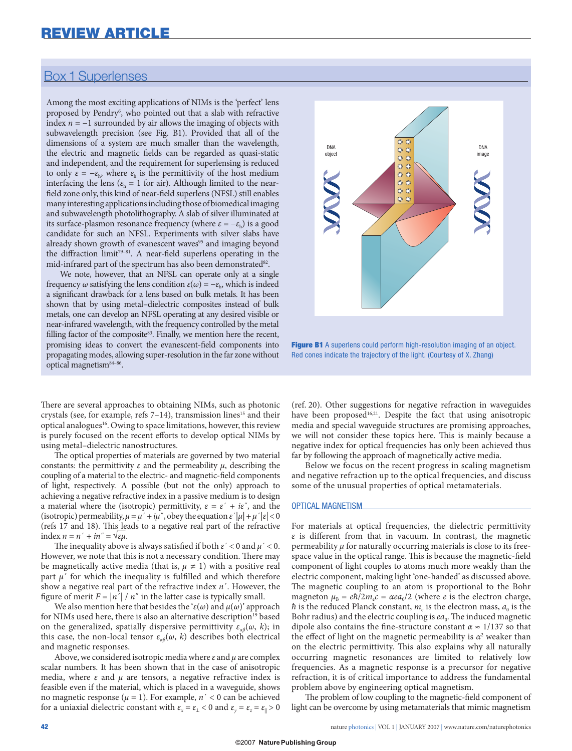## Box 1 Superlenses

Among the most exciting applications of NIMs is the 'perfect' lens proposed by Pendry[6], who pointed out that a slab with refractive index $n = -1$ surrounded by air allows the imaging of objects with subwavelength precision (see Fig. B1). Provided that all of the dimensions of a system are much smaller than the wavelength, the electric and magnetic fields can be regarded as quasi-static and independent, and the requirement for superlensing is reduced to only $\varepsilon = -\varepsilon_h$, where $\varepsilon_h$ is the permittivity of the host medium interfacing the lens ($\varepsilon_h = 1$ for air). Although limited to the near-field zone only, this kind of near-field superlens (NFSL) still enables many interesting applications including those of biomedical imaging and subwavelength photolithography. A slab of silver illuminated at its surface-plasmon resonance frequency (where $\varepsilon = -\varepsilon_h$) is a good candidate for such an NFSL. Experiments with silver slabs have already shown growth of evanescent waves[95] and imaging beyond the diffraction limit[79–81]. A near-field superlens operating in the mid-infrared part of the spectrum has also been demonstrated[82].

We note, however, that an NFSL can operate only at a single frequency $\omega$ satisfying the lens condition $\varepsilon(\omega) = -\varepsilon_h$, which is indeed a significant drawback for a lens based on bulk metals. It has been shown that by using metal–dielectric composites instead of bulk metals, one can develop an NFSL operating at any desired visible or near-infrared wavelength, with the frequency controlled by the metal filling factor of the composite[83]. Finally, we mention here the recent, promising ideas to convert the evanescent-field components into propagating modes, allowing super-resolution in the far zone without optical magnetism[84–86].

**Figure B1** A superlens could perform high-resolution imaging of an object. Red cones indicate the trajectory of the light. (Courtesy of X. Zhang)

There are several approaches to obtaining NIMs, such as photonic crystals (see, for example, refs 7–14), transmission lines[15] and their optical analogues[16]. Owing to space limitations, however, this review is purely focused on the recent efforts to develop optical NIMs by using metal–dielectric nanostructures.

The optical properties of materials are governed by two material constants: the permittivity $\varepsilon$ and the permeability $\mu$, describing the coupling of a material to the electric- and magnetic-field components of light, respectively. A possible (but not the only) approach to achieving a negative refractive index in a passive medium is to design a material where the (isotropic) permittivity, $\varepsilon = \varepsilon' + i\varepsilon''$, and the (isotropic) permeability, $\mu = \mu' + i\mu''$, obey the equation $\varepsilon'|\mu| + \mu'|\varepsilon| < 0$ (refs 17 and 18). This leads to a negative real part of the refractive index $n = n' + in'' = \sqrt{\varepsilon\mu}$.

The inequality above is always satisfied if both $\varepsilon' < 0$ and $\mu' < 0$. However, we note that this is not a necessary condition. There may be magnetically active media (that is, $\mu \neq 1$) with a positive real part $\mu'$ for which the inequality is fulfilled and which therefore show a negative real part of the refractive index $n'$. However, the figure of merit $F = |n'| / n''$ in the latter case is typically small.

We also mention here that besides the '$\varepsilon(\omega)$ and $\mu(\omega)$' approach for NIMs used here, there is also an alternative description[19] based on the generalized, spatially dispersive permittivity $\varepsilon_{\alpha\beta}(\omega, k)$; in this case, the non-local tensor $\varepsilon_{\alpha\beta}(\omega, k)$ describes both electrical and magnetic responses.

Above, we considered isotropic media where $\varepsilon$ and $\mu$ are complex scalar numbers. It has been shown that in the case of anisotropic media, where $\varepsilon$ and $\mu$ are tensors, a negative refractive index is feasible even if the material, which is placed in a waveguide, shows no magnetic response ($\mu = 1$). For example, $n' < 0$ can be achieved for a uniaxial dielectric constant with $\varepsilon_x = \varepsilon_\perp < 0$ and $\varepsilon_y = \varepsilon_z = \varepsilon_\parallel > 0$ (ref. 20). Other suggestions for negative refraction in waveguides have been proposed[16,21]. Despite the fact that using anisotropic media and special waveguide structures are promising approaches, we will not consider these topics here. This is mainly because a negative index for optical frequencies has only been achieved thus far by following the approach of magnetically active media.

Below we focus on the recent progress in scaling magnetism and negative refraction up to the optical frequencies, and discuss some of the unusual properties of optical metamaterials.

## OPTICAL MAGNETISM

For materials at optical frequencies, the dielectric permittivity $\varepsilon$ is different from that in vacuum. In contrast, the magnetic permeability $\mu$ for naturally occurring materials is close to its free-space value in the optical range. This is because the magnetic-field component of light couples to atoms much more weakly than the electric component, making light 'one-handed' as discussed above. The magnetic coupling to an atom is proportional to the Bohr magneton $\mu_B = e\hbar/2m_e c = \alpha e a_0/2$ (where $e$ is the electron charge, $\hbar$ is the reduced Planck constant, $m_e$ is the electron mass, $a_0$ is the Bohr radius) and the electric coupling is $ea_0$. The induced magnetic dipole also contains the fine-structure constant $\alpha \approx 1/137$ so that the effect of light on the magnetic permeability is $\alpha^2$ weaker than on the electric permittivity. This also explains why all naturally occurring magnetic resonances are limited to relatively low frequencies. As a magnetic response is a precursor for negative refraction, it is of critical importance to address the fundamental problem above by engineering optical magnetism.

The problem of low coupling to the magnetic-field component of light can be overcome by using metamaterials that mimic magnetism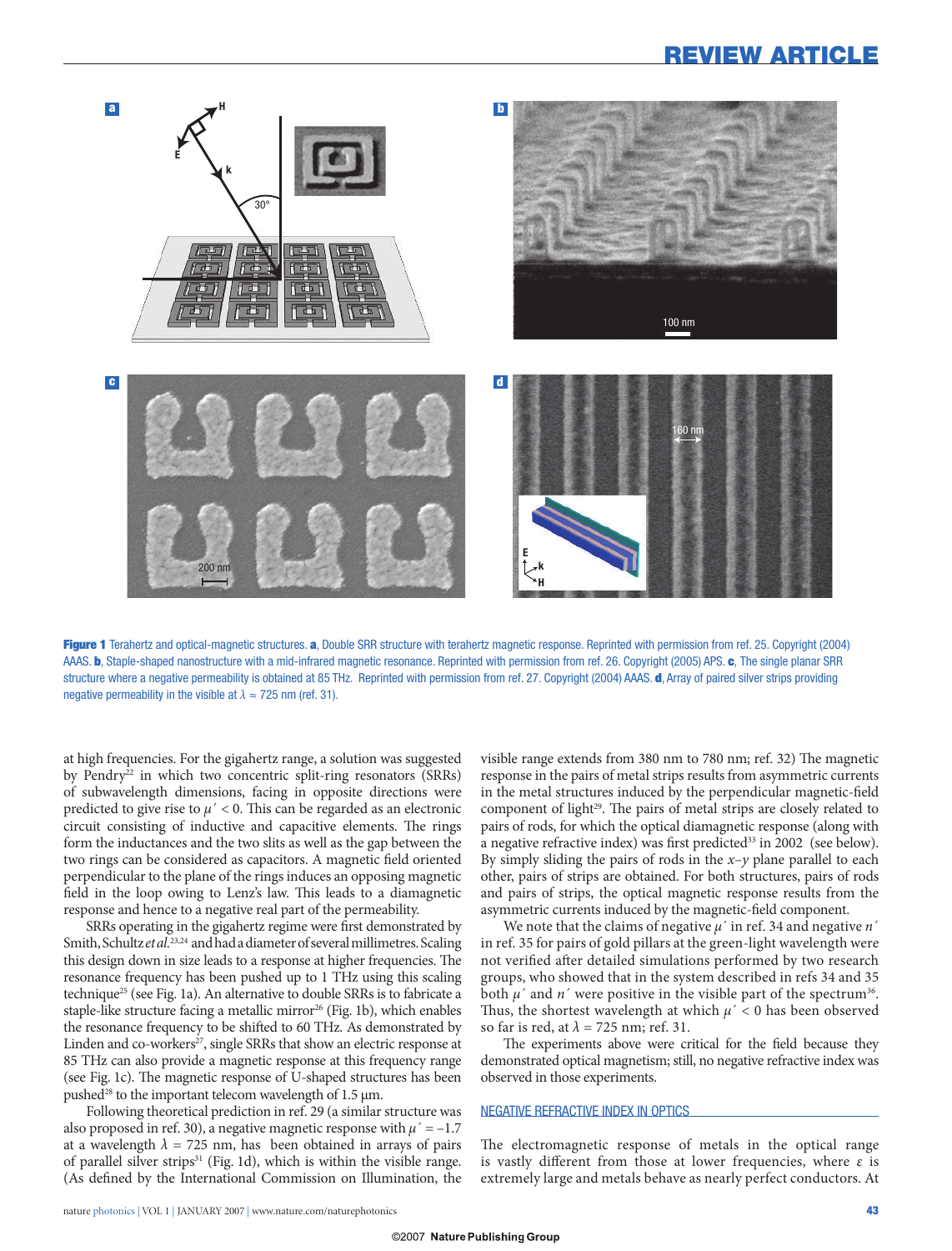**Figure 1** Terahertz and optical-magnetic structures. **a**, Double SRR structure with terahertz magnetic response. Reprinted with permission from ref. 25. Copyright (2004) AAAS. **b**, Staple-shaped nanostructure with a mid-infrared magnetic resonance. Reprinted with permission from ref. 26. Copyright (2005) APS. **c**, The single planar SRR structure where a negative permeability is obtained at 85 THz. Reprinted with permission from ref. 27. Copyright (2004) AAAS. **d**, Array of paired silver strips providing negative permeability in the visible at $\lambda \approx 725$ nm (ref. 31).

at high frequencies. For the gigahertz range, a solution was suggested by Pendry[22] in which two concentric split-ring resonators (SRRs) of subwavelength dimensions, facing in opposite directions were predicted to give rise to $\mu' < 0$. This can be regarded as an electronic circuit consisting of inductive and capacitive elements. The rings form the inductances and the two slits as well as the gap between the two rings can be considered as capacitors. A magnetic field oriented perpendicular to the plane of the rings induces an opposing magnetic field in the loop owing to Lenz's law. This leads to a diamagnetic response and hence to a negative real part of the permeability.

SRRs operating in the gigahertz regime were first demonstrated by Smith, Schultz *et al.*[23,24] and had a diameter of several millimetres. Scaling this design down in size leads to a response at higher frequencies. The resonance frequency has been pushed up to 1 THz using this scaling technique[25] (see Fig. 1a). An alternative to double SRRs is to fabricate a staple-like structure facing a metallic mirror[26] (Fig. 1b), which enables the resonance frequency to be shifted to 60 THz. As demonstrated by Linden and co-workers[27], single SRRs that show an electric response at 85 THz can also provide a magnetic response at this frequency range (see Fig. 1c). The magnetic response of U-shaped structures has been pushed[28] to the important telecom wavelength of 1.5 μm.

Following theoretical prediction in ref. 29 (a similar structure was also proposed in ref. 30), a negative magnetic response with $\mu' = -1.7$ at a wavelength $\lambda = 725$ nm, has been obtained in arrays of pairs of parallel silver strips[31] (Fig. 1d), which is within the visible range. (As defined by the International Commission on Illumination, the visible range extends from 380 nm to 780 nm; ref. 32) The magnetic response in the pairs of metal strips results from asymmetric currents in the metal structures induced by the perpendicular magnetic-field component of light[29]. The pairs of metal strips are closely related to pairs of rods, for which the optical diamagnetic response (along with a negative refractive index) was first predicted[33] in 2002 (see below). By simply sliding the pairs of rods in the $x$–$y$ plane parallel to each other, pairs of strips are obtained. For both structures, pairs of rods and pairs of strips, the optical magnetic response results from the asymmetric currents induced by the magnetic-field component.

We note that the claims of negative $\mu'$ in ref. 34 and negative $n'$ in ref. 35 for pairs of gold pillars at the green-light wavelength were not verified after detailed simulations performed by two research groups, who showed that in the system described in refs 34 and 35 both $\mu'$ and $n'$ were positive in the visible part of the spectrum[36]. Thus, the shortest wavelength at which $\mu' < 0$ has been observed so far is red, at $\lambda = 725$ nm; ref. 31.

The experiments above were critical for the field because they demonstrated optical magnetism; still, no negative refractive index was observed in those experiments.

## NEGATIVE REFRACTIVE INDEX IN OPTICS

The electromagnetic response of metals in the optical range is vastly different from those at lower frequencies, where $\varepsilon$ is extremely large and metals behave as nearly perfect conductors. At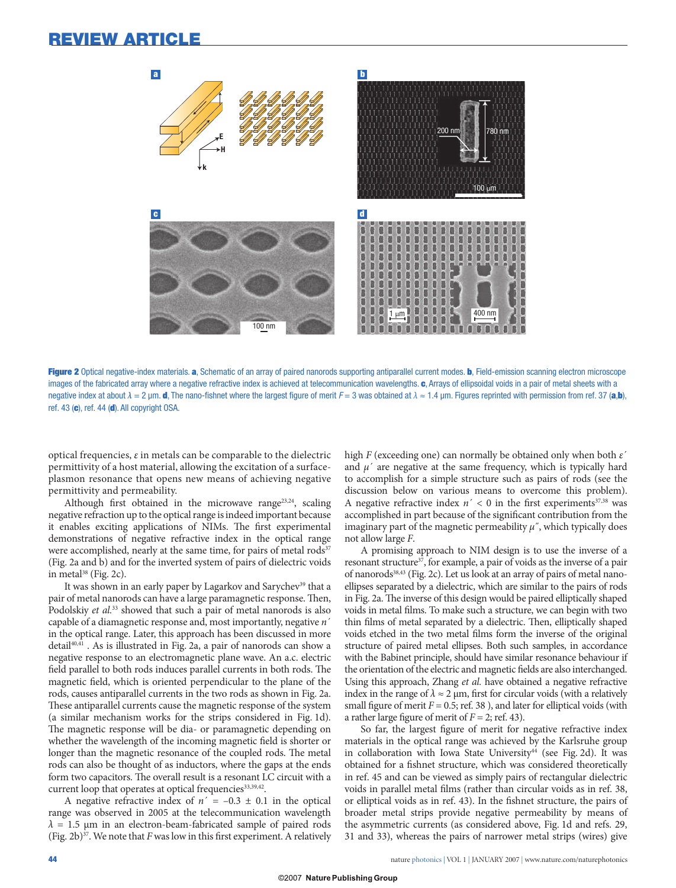**Figure 2** Optical negative-index materials. **a**, Schematic of an array of paired nanorods supporting antiparallel current modes. **b**, Field-emission scanning electron microscope images of the fabricated array where a negative refractive index is achieved at telecommunication wavelengths. **c**, Arrays of ellipsoidal voids in a pair of metal sheets with a negative index at about $\lambda = 2$ µm. **d**, The nano-fishnet where the largest figure of merit $F = 3$ was obtained at $\lambda \approx 1.4$ µm. Figures reprinted with permission from ref. 37 (**a**,**b**), ref. 43 (**c**), ref. 44 (**d**). All copyright OSA.

optical frequencies, $\varepsilon$ in metals can be comparable to the dielectric permittivity of a host material, allowing the excitation of a surface-plasmon resonance that opens new means of achieving negative permittivity and permeability.

Although first obtained in the microwave range[23,24], scaling negative refraction up to the optical range is indeed important because it enables exciting applications of NIMs. The first experimental demonstrations of negative refractive index in the optical range were accomplished, nearly at the same time, for pairs of metal rods[37] (Fig. 2a and b) and for the inverted system of pairs of dielectric voids in metal[38] (Fig. 2c).

It was shown in an early paper by Lagarkov and Sarychev[39] that a pair of metal nanorods can have a large paramagnetic response. Then, Podolskiy *et al.*[33] showed that such a pair of metal nanorods is also capable of a diamagnetic response and, most importantly, negative $n'$ in the optical range. Later, this approach has been discussed in more detail[40,41]. As is illustrated in Fig. 2a, a pair of nanorods can show a negative response to an electromagnetic plane wave. An a.c. electric field parallel to both rods induces parallel currents in both rods. The magnetic field, which is oriented perpendicular to the plane of the rods, causes antiparallel currents in the two rods as shown in Fig. 2a. These antiparallel currents cause the magnetic response of the system (a similar mechanism works for the strips considered in Fig. 1d). The magnetic response will be dia- or paramagnetic depending on whether the wavelength of the incoming magnetic field is shorter or longer than the magnetic resonance of the coupled rods. The metal rods can also be thought of as inductors, where the gaps at the ends form two capacitors. The overall result is a resonant LC circuit with a current loop that operates at optical frequencies[33,39,42].

A negative refractive index of $n' = -0.3 \pm 0.1$ in the optical range was observed in 2005 at the telecommunication wavelength $\lambda = 1.5$ µm in an electron-beam-fabricated sample of paired rods (Fig. 2b)[37]. We note that $F$ was low in this first experiment. A relatively high $F$ (exceeding one) can normally be obtained only when both $\varepsilon'$ and $\mu'$ are negative at the same frequency, which is typically hard to accomplish for a simple structure such as pairs of rods (see the discussion below on various means to overcome this problem). A negative refractive index $n' < 0$ in the first experiments[37,38] was accomplished in part because of the significant contribution from the imaginary part of the magnetic permeability $\mu''$, which typically does not allow large $F$.

A promising approach to NIM design is to use the inverse of a resonant structure[37], for example, a pair of voids as the inverse of a pair of nanorods[38,43] (Fig. 2c). Let us look at an array of pairs of metal nano-ellipses separated by a dielectric, which are similar to the pairs of rods in Fig. 2a. The inverse of this design would be paired elliptically shaped voids in metal films. To make such a structure, we can begin with two thin films of metal separated by a dielectric. Then, elliptically shaped voids etched in the two metal films form the inverse of the original structure of paired metal ellipses. Both such samples, in accordance with the Babinet principle, should have similar resonance behaviour if the orientation of the electric and magnetic fields are also interchanged. Using this approach, Zhang *et al.* have obtained a negative refractive index in the range of $\lambda \approx 2$ µm, first for circular voids (with a relatively small figure of merit $F = 0.5$; ref. 38 ), and later for elliptical voids (with a rather large figure of merit of $F = 2$; ref. 43).

So far, the largest figure of merit for negative refractive index materials in the optical range was achieved by the Karlsruhe group in collaboration with Iowa State University[44] (see Fig. 2d). It was obtained for a fishnet structure, which was considered theoretically in ref. 45 and can be viewed as simply pairs of rectangular dielectric voids in parallel metal films (rather than circular voids as in ref. 38, or elliptical voids as in ref. 43). In the fishnet structure, the pairs of broader metal strips provide negative permeability by means of the asymmetric currents (as considered above, Fig. 1d and refs. 29, 31 and 33), whereas the pairs of narrower metal strips (wires) give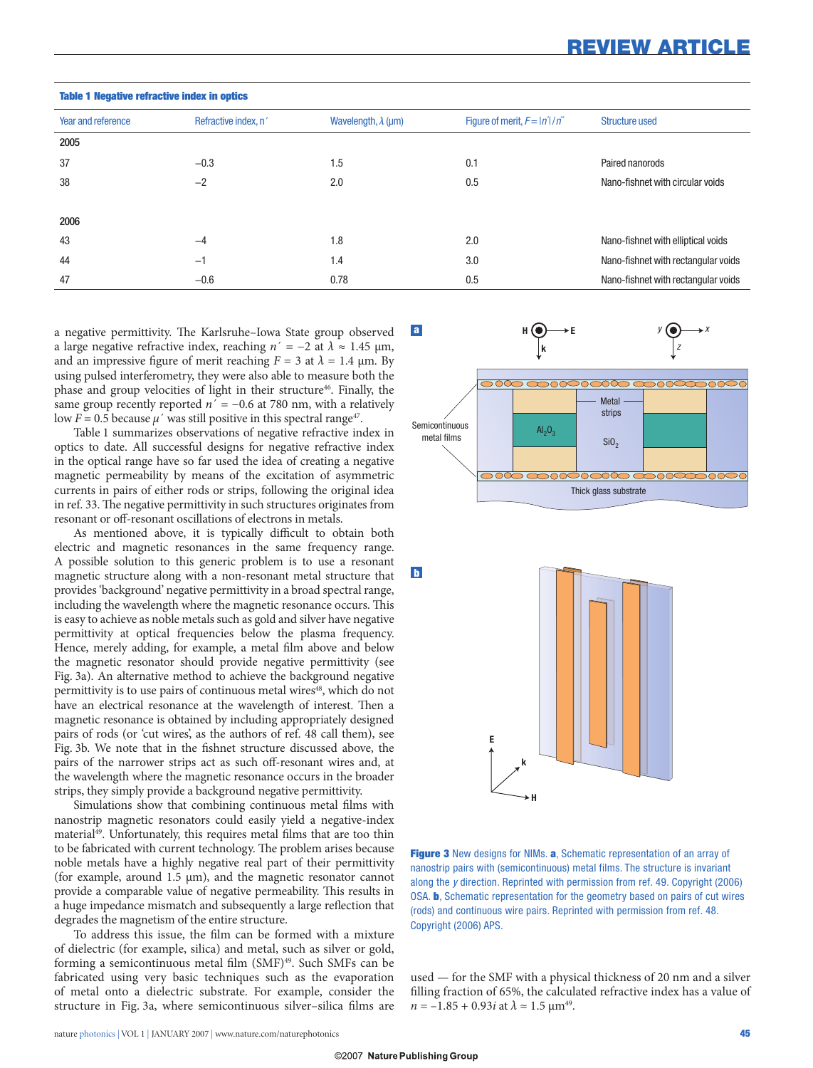**Table 1 Negative refractive index in optics**

| Year and reference | Refractive index, $n'$ | Wavelength, $\lambda$ (μm) | Figure of merit, $F = \lvert n' \rvert / n''$ | Structure used |
|---|---|---|---|---|
| **2005** | | | | |
| 37 | −0.3 | 1.5 | 0.1 | Paired nanorods |
| 38 | −2 | 2.0 | 0.5 | Nano-fishnet with circular voids |
| **2006** | | | | |
| 43 | −4 | 1.8 | 2.0 | Nano-fishnet with elliptical voids |
| 44 | −1 | 1.4 | 3.0 | Nano-fishnet with rectangular voids |
| 47 | −0.6 | 0.78 | 0.5 | Nano-fishnet with rectangular voids |

a negative permittivity. The Karlsruhe–Iowa State group observed a large negative refractive index, reaching $n' = -2$ at $\lambda \approx 1.45$ μm, and an impressive figure of merit reaching $F = 3$ at $\lambda = 1.4$ μm. By using pulsed interferometry, they were also able to measure both the phase and group velocities of light in their structure[46]. Finally, the same group recently reported $n' = -0.6$ at 780 nm, with a relatively low $F = 0.5$ because $\mu'$ was still positive in this spectral range[47].

Table 1 summarizes observations of negative refractive index in optics to date. All successful designs for negative refractive index in the optical range have so far used the idea of creating a negative magnetic permeability by means of the excitation of asymmetric currents in pairs of either rods or strips, following the original idea in ref. 33. The negative permittivity in such structures originates from resonant or off-resonant oscillations of electrons in metals.

As mentioned above, it is typically difficult to obtain both electric and magnetic resonances in the same frequency range. A possible solution to this generic problem is to use a resonant magnetic structure along with a non-resonant metal structure that provides 'background' negative permittivity in a broad spectral range, including the wavelength where the magnetic resonance occurs. This is easy to achieve as noble metals such as gold and silver have negative permittivity at optical frequencies below the plasma frequency. Hence, merely adding, for example, a metal film above and below the magnetic resonator should provide negative permittivity (see Fig. 3a). An alternative method to achieve the background negative permittivity is to use pairs of continuous metal wires[48], which do not have an electrical resonance at the wavelength of interest. Then a magnetic resonance is obtained by including appropriately designed pairs of rods (or 'cut wires', as the authors of ref. 48 call them), see Fig. 3b. We note that in the fishnet structure discussed above, the pairs of the narrower strips act as such off-resonant wires and, at the wavelength where the magnetic resonance occurs in the broader strips, they simply provide a background negative permittivity.

Simulations show that combining continuous metal films with nanostrip magnetic resonators could easily yield a negative-index material[49]. Unfortunately, this requires metal films that are too thin to be fabricated with current technology. The problem arises because noble metals have a highly negative real part of their permittivity (for example, around 1.5 μm), and the magnetic resonator cannot provide a comparable value of negative permeability. This results in a huge impedance mismatch and subsequently a large reflection that degrades the magnetism of the entire structure.

To address this issue, the film can be formed with a mixture of dielectric (for example, silica) and metal, such as silver or gold, forming a semicontinuous metal film (SMF)[49]. Such SMFs can be fabricated using very basic techniques such as the evaporation of metal onto a dielectric substrate. For example, consider the structure in Fig. 3a, where semicontinuous silver–silica films are used — for the SMF with a physical thickness of 20 nm and a silver filling fraction of 65%, the calculated refractive index has a value of $n = -1.85 + 0.93i$ at $\lambda \approx 1.5$ μm[49].

**Figure 3** New designs for NIMs. **a**, Schematic representation of an array of nanostrip pairs with (semicontinuous) metal films. The structure is invariant along the $y$ direction. Reprinted with permission from ref. 49. Copyright (2006) OSA. **b**, Schematic representation for the geometry based on pairs of cut wires (rods) and continuous wire pairs. Reprinted with permission from ref. 48. Copyright (2006) APS.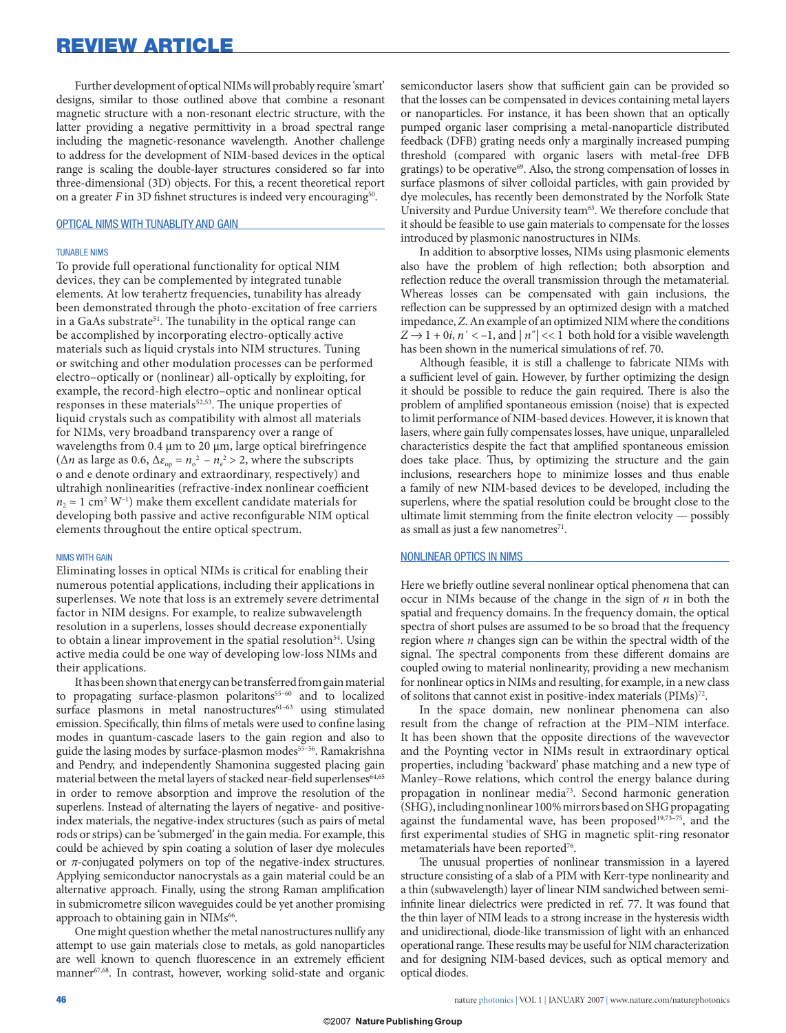Further development of optical NIMs will probably require 'smart' designs, similar to those outlined above that combine a resonant magnetic structure with a non-resonant electric structure, with the latter providing a negative permittivity in a broad spectral range including the magnetic-resonance wavelength. Another challenge to address for the development of NIM-based devices in the optical range is scaling the double-layer structures considered so far into three-dimensional (3D) objects. For this, a recent theoretical report on a greater $F$ in 3D fishnet structures is indeed very encouraging[50].

## OPTICAL NIMS WITH TUNABLITY AND GAIN

### TUNABLE NIMS

To provide full operational functionality for optical NIM devices, they can be complemented by integrated tunable elements. At low terahertz frequencies, tunability has already been demonstrated through the photo-excitation of free carriers in a GaAs substrate[51]. The tunability in the optical range can be accomplished by incorporating electro-optically active materials such as liquid crystals into NIM structures. Tuning or switching and other modulation processes can be performed electro–optically or (nonlinear) all-optically by exploiting, for example, the record-high electro–optic and nonlinear optical responses in these materials[52,53]. The unique properties of liquid crystals such as compatibility with almost all materials for NIMs, very broadband transparency over a range of wavelengths from 0.4 µm to 20 µm, large optical birefringence ($\Delta n$ as large as 0.6, $\Delta\varepsilon_{op} = n_o^2 - n_e^2 > 2$, where the subscripts o and e denote ordinary and extraordinary, respectively) and ultrahigh nonlinearities (refractive-index nonlinear coefficient $n_2 \approx 1$ cm$^2$ W$^{-1}$) make them excellent candidate materials for developing both passive and active reconfigurable NIM optical elements throughout the entire optical spectrum.

### NIMS WITH GAIN

Eliminating losses in optical NIMs is critical for enabling their numerous potential applications, including their applications in superlenses. We note that loss is an extremely severe detrimental factor in NIM designs. For example, to realize subwavelength resolution in a superlens, losses should decrease exponentially to obtain a linear improvement in the spatial resolution[54]. Using active media could be one way of developing low-loss NIMs and their applications.

It has been shown that energy can be transferred from gain material to propagating surface-plasmon polaritons[55–60] and to localized surface plasmons in metal nanostructures[61–63] using stimulated emission. Specifically, thin films of metals were used to confine lasing modes in quantum-cascade lasers to the gain region and also to guide the lasing modes by surface-plasmon modes[55–56]. Ramakrishna and Pendry, and independently Shamonina suggested placing gain material between the metal layers of stacked near-field superlenses[64,65] in order to remove absorption and improve the resolution of the superlens. Instead of alternating the layers of negative- and positive-index materials, the negative-index structures (such as pairs of metal rods or strips) can be 'submerged' in the gain media. For example, this could be achieved by spin coating a solution of laser dye molecules or $\pi$-conjugated polymers on top of the negative-index structures. Applying semiconductor nanocrystals as a gain material could be an alternative approach. Finally, using the strong Raman amplification in submicrometre silicon waveguides could be yet another promising approach to obtaining gain in NIMs[66].

One might question whether the metal nanostructures nullify any attempt to use gain materials close to metals, as gold nanoparticles are well known to quench fluorescence in an extremely efficient manner[67,68]. In contrast, however, working solid-state and organic semiconductor lasers show that sufficient gain can be provided so that the losses can be compensated in devices containing metal layers or nanoparticles. For instance, it has been shown that an optically pumped organic laser comprising a metal-nanoparticle distributed feedback (DFB) grating needs only a marginally increased pumping threshold (compared with organic lasers with metal-free DFB gratings) to be operative[69]. Also, the strong compensation of losses in surface plasmons of silver colloidal particles, with gain provided by dye molecules, has recently been demonstrated by the Norfolk State University and Purdue University team[63]. We therefore conclude that it should be feasible to use gain materials to compensate for the losses introduced by plasmonic nanostructures in NIMs.

In addition to absorptive losses, NIMs using plasmonic elements also have the problem of high reflection; both absorption and reflection reduce the overall transmission through the metamaterial. Whereas losses can be compensated with gain inclusions, the reflection can be suppressed by an optimized design with a matched impedance, $Z$. An example of an optimized NIM where the conditions $Z \rightarrow 1 + 0i$, $n' < -1$, and $|n''| << 1$ both hold for a visible wavelength has been shown in the numerical simulations of ref. 70.

Although feasible, it is still a challenge to fabricate NIMs with a sufficient level of gain. However, by further optimizing the design it should be possible to reduce the gain required. There is also the problem of amplified spontaneous emission (noise) that is expected to limit performance of NIM-based devices. However, it is known that lasers, where gain fully compensates losses, have unique, unparalleled characteristics despite the fact that amplified spontaneous emission does take place. Thus, by optimizing the structure and the gain inclusions, researchers hope to minimize losses and thus enable a family of new NIM-based devices to be developed, including the superlens, where the spatial resolution could be brought close to the ultimate limit stemming from the finite electron velocity — possibly as small as just a few nanometres[71].

## NONLINEAR OPTICS IN NIMS

Here we briefly outline several nonlinear optical phenomena that can occur in NIMs because of the change in the sign of $n$ in both the spatial and frequency domains. In the frequency domain, the optical spectra of short pulses are assumed to be so broad that the frequency region where $n$ changes sign can be within the spectral width of the signal. The spectral components from these different domains are coupled owing to material nonlinearity, providing a new mechanism for nonlinear optics in NIMs and resulting, for example, in a new class of solitons that cannot exist in positive-index materials (PIMs)[72].

In the space domain, new nonlinear phenomena can also result from the change of refraction at the PIM–NIM interface. It has been shown that the opposite directions of the wavevector and the Poynting vector in NIMs result in extraordinary optical properties, including 'backward' phase matching and a new type of Manley–Rowe relations, which control the energy balance during propagation in nonlinear media[73]. Second harmonic generation (SHG), including nonlinear 100% mirrors based on SHG propagating against the fundamental wave, has been proposed[19,73–75], and the first experimental studies of SHG in magnetic split-ring resonator metamaterials have been reported[76].

The unusual properties of nonlinear transmission in a layered structure consisting of a slab of a PIM with Kerr-type nonlinearity and a thin (subwavelength) layer of linear NIM sandwiched between semi-infinite linear dielectrics were predicted in ref. 77. It was found that the thin layer of NIM leads to a strong increase in the hysteresis width and unidirectional, diode-like transmission of light with an enhanced operational range. These results may be useful for NIM characterization and for designing NIM-based devices, such as optical memory and optical diodes.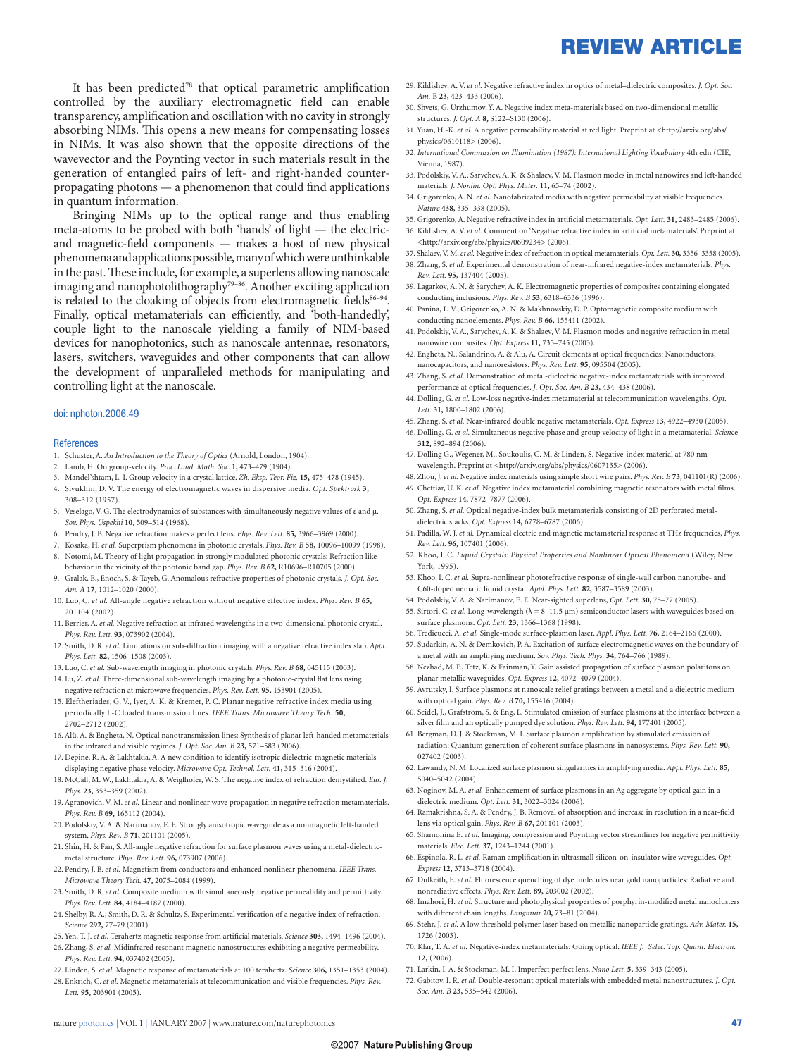It has been predicted[78] that optical parametric amplification controlled by the auxiliary electromagnetic field can enable transparency, amplification and oscillation with no cavity in strongly absorbing NIMs. This opens a new means for compensating losses in NIMs. It was also shown that the opposite directions of the wavevector and the Poynting vector in such materials result in the generation of entangled pairs of left- and right-handed counter-propagating photons — a phenomenon that could find applications in quantum information.

Bringing NIMs up to the optical range and thus enabling meta-atoms to be probed with both 'hands' of light — the electric- and magnetic-field components — makes a host of new physical phenomena and applications possible, many of which were unthinkable in the past. These include, for example, a superlens allowing nanoscale imaging and nanophotolithography[79–86]. Another exciting application is related to the cloaking of objects from electromagnetic fields[86–94]. Finally, optical metamaterials can efficiently, and 'both-handedly', couple light to the nanoscale yielding a family of NIM-based devices for nanophotonics, such as nanoscale antennae, resonators, lasers, switchers, waveguides and other components that can allow the development of unparalleled methods for manipulating and controlling light at the nanoscale.

doi: nphoton.2006.49

## References

1. Schuster, A. *An Introduction to the Theory of Optics* (Arnold, London, 1904).
2. Lamb, H. On group-velocity. *Proc. Lond. Math. Soc.* **1,** 473–479 (1904).
3. Mandel'shtam, L. I. Group velocity in a crystal lattice. *Zh. Eksp. Teor. Fiz.* **15,** 475–478 (1945).
4. Sivukhin, D. V. The energy of electromagnetic waves in dispersive media. *Opt. Spektrosk* **3,** 308–312 (1957).
5. Veselago, V. G. The electrodynamics of substances with simultaneously negative values of ε and μ. *Sov. Phys. Uspekhi* **10,** 509–514 (1968).
6. Pendry, J. B. Negative refraction makes a perfect lens. *Phys. Rev. Lett.* **85,** 3966–3969 (2000).
7. Kosaka, H. *et al.* Superprism phenomena in photonic crystals. *Phys. Rev. B* **58,** 10096–10099 (1998).
8. Notomi, M. Theory of light propagation in strongly modulated photonic crystals: Refraction like behavior in the vicinity of the photonic band gap. *Phys. Rev. B* **62,** R10696–R10705 (2000).
9. Gralak, B., Enoch, S. & Tayeb, G. Anomalous refractive properties of photonic crystals. *J. Opt. Soc. Am. A* **17,** 1012–1020 (2000).
10. Luo, C. *et al.* All-angle negative refraction without negative effective index. *Phys. Rev. B* **65,** 201104 (2002).
11. Berrier, A. *et al.* Negative refraction at infrared wavelengths in a two-dimensional photonic crystal. *Phys. Rev. Lett.* **93,** 073902 (2004).
12. Smith, D. R. *et al.* Limitations on sub-diffraction imaging with a negative refractive index slab. *Appl. Phys. Lett.* **82,** 1506–1508 (2003).
13. Luo, C. *et al.* Sub-wavelength imaging in photonic crystals. *Phys. Rev. B* **68,** 045115 (2003).
14. Lu, Z. *et al.* Three-dimensional sub-wavelength imaging by a photonic-crystal flat lens using negative refraction at microwave frequencies. *Phys. Rev. Lett.* **95,** 153901 (2005).
15. Eleftheriades, G. V., Iyer, A. K. & Kremer, P. C. Planar negative refractive index media using periodically L-C loaded transmission lines. *IEEE Trans. Microwave Theory Tech.* **50,** 2702–2712 (2002).
16. Alù, A. & Engheta, N. Optical nanotransmission lines: Synthesis of planar left-handed metamaterials in the infrared and visible regimes. *J. Opt. Soc. Am. B* **23,** 571–583 (2006).
17. Depine, R. A. & Lakhtakia, A. A new condition to identify isotropic dielectric-magnetic materials displaying negative phase velocity. *Microwave Opt. Technol. Lett.* **41,** 315–316 (2004).
18. McCall, M. W., Lakhtakia, A. & Weiglhofer, W. S. The negative index of refraction demystified. *Eur. J. Phys.* **23,** 353–359 (2002).
19. Agranovich, V. M. *et al.* Linear and nonlinear wave propagation in negative refraction metamaterials. *Phys. Rev. B* **69,** 165112 (2004).
20. Podolskiy, V. A. & Narimanov, E. E. Strongly anisotropic waveguide as a nonmagnetic left-handed system. *Phys. Rev. B* **71,** 201101 (2005).
21. Shin, H. & Fan, S. All-angle negative refraction for surface plasmon waves using a metal-dielectric-metal structure. *Phys. Rev. Lett.* **96,** 073907 (2006).
22. Pendry, J. B. *et al.* Magnetism from conductors and enhanced nonlinear phenomena. *IEEE Trans. Microwave Theory Tech.* **47,** 2075–2084 (1999).
23. Smith, D. R. *et al.* Composite medium with simultaneously negative permeability and permittivity. *Phys. Rev. Lett.* **84,** 4184–4187 (2000).
24. Shelby, R. A., Smith, D. R. & Schultz, S. Experimental verification of a negative index of refraction. *Science* **292,** 77–79 (2001).
25. Yen, T. J. *et al.* Terahertz magnetic response from artificial materials. *Science* **303,** 1494–1496 (2004).
26. Zhang, S. *et al.* Midinfrared resonant magnetic nanostructures exhibiting a negative permeability. *Phys. Rev. Lett.* **94,** 037402 (2005).
27. Linden, S. *et al.* Magnetic response of metamaterials at 100 terahertz. *Science* **306,** 1351–1353 (2004).
28. Enkrich, C. *et al.* Magnetic metamaterials at telecommunication and visible frequencies. *Phys. Rev. Lett.* **95,** 203901 (2005).
29. Kildishev, A. V. *et al.* Negative refractive index in optics of metal–dielectric composites. *J. Opt. Soc. Am.* B **23,** 423–433 (2006).
30. Shvets, G. Urzhumov, Y. A. Negative index meta-materials based on two-dimensional metallic structures. *J. Opt. A* **8,** S122–S130 (2006).
31. Yuan, H.-K. *et al.* A negative permeability material at red light. Preprint at <http://arxiv.org/abs/physics/0610118> (2006).
32. *International Commission on Illumination (1987): International Lighting Vocabulary* 4th edn (CIE, Vienna, 1987).
33. Podolskiy, V. A., Sarychev, A. K. & Shalaev, V. M. Plasmon modes in metal nanowires and left-handed materials. *J. Nonlin. Opt. Phys. Mater.* **11,** 65–74 (2002).
34. Grigorenko, A. N. *et al.* Nanofabricated media with negative permeability at visible frequencies. *Nature* **438,** 335–338 (2005).
35. Grigorenko, A. Negative refractive index in artificial metamaterials. *Opt. Lett.* **31,** 2483–2485 (2006).
36. Kildishev, A. V. *et al.* Comment on 'Negative refractive index in artificial metamaterials'. Preprint at <http://arxiv.org/abs/physics/0609234> (2006).
37. Shalaev, V. M. *et al.* Negative index of refraction in optical metamaterials. *Opt. Lett.* **30,** 3356–3358 (2005).
38. Zhang, S. *et al.* Experimental demonstration of near-infrared negative-index metamaterials. *Phys. Rev. Lett.* **95,** 137404 (2005).
39. Lagarkov, A. N. & Sarychev, A. K. Electromagnetic properties of composites containing elongated conducting inclusions. *Phys. Rev. B* **53,** 6318–6336 (1996).
40. Panina, L. V., Grigorenko, A. N. & Makhnovskiy, D. P. Optomagnetic composite medium with conducting nanoelements. *Phys. Rev. B* **66,** 155411 (2002).
41. Podolskiy, V. A., Sarychev, A. K. & Shalaev, V. M. Plasmon modes and negative refraction in metal nanowire composites. *Opt. Express* **11,** 735–745 (2003).
42. Engheta, N., Salandrino, A. & Alu, A. Circuit elements at optical frequencies: Nanoinductors, nanocapacitors, and nanoresistors. *Phys. Rev. Lett.* **95,** 095504 (2005).
43. Zhang, S. *et al.* Demonstration of metal-dielectric negative-index metamaterials with improved performance at optical frequencies. *J. Opt. Soc. Am. B* **23,** 434–438 (2006).
44. Dolling, G. *et al.* Low-loss negative-index metamaterial at telecommunication wavelengths. *Opt. Lett.* **31,** 1800–1802 (2006).
45. Zhang, S. *et al.* Near-infrared double negative metamaterials. *Opt. Express* **13,** 4922–4930 (2005).
46. Dolling, G. *et al.* Simultaneous negative phase and group velocity of light in a metamaterial. *Science* **312,** 892–894 (2006).
47. Dolling G., Wegener, M., Soukoulis, C. M. & Linden, S. Negative-index material at 780 nm wavelength. Preprint at <http://arxiv.org/abs/physics/0607135> (2006).
48. Zhou, J. *et al.* Negative index materials using simple short wire pairs. *Phys. Rev. B* **73,** 041101(R) (2006).
49. Chettiar, U. K. *et al.* Negative index metamaterial combining magnetic resonators with metal films. *Opt. Express* **14,** 7872–7877 (2006).
50. Zhang, S. *et al.* Optical negative-index bulk metamaterials consisting of 2D perforated metal-dielectric stacks. *Opt. Express* **14,** 6778–6787 (2006).
51. Padilla, W. J. *et al.* Dynamical electric and magnetic metamaterial response at THz frequencies, *Phys. Rev. Lett.* **96,** 107401 (2006).
52. Khoo, I. C. *Liquid Crystals: Physical Properties and Nonlinear Optical Phenomena* (Wiley, New York, 1995).
53. Khoo, I. C. *et al.* Supra-nonlinear photorefractive response of single-wall carbon nanotube- and C60-doped nematic liquid crystal. *Appl. Phys. Lett.* **82,** 3587–3589 (2003).
54. Podolskiy, V. A. & Narimanov, E. E. Near-sighted superlens, *Opt. Lett.* **30,** 75–77 (2005).
55. Sirtori, C. *et al.* Long-wavelength (λ = 8–11.5 μm) semiconductor lasers with waveguides based on surface plasmons. *Opt. Lett.* **23,** 1366–1368 (1998).
56. Tredicucci, A. *et al.* Single-mode surface-plasmon laser. *Appl. Phys. Lett.* **76,** 2164–2166 (2000).
57. Sudarkin, A. N. & Demkovich, P. A. Excitation of surface electromagnetic waves on the boundary of a metal with an amplifying medium. *Sov. Phys. Tech. Phys.* **34,** 764–766 (1989).
58. Nezhad, M. P., Tetz, K. & Fainman, Y. Gain assisted propagation of surface plasmon polaritons on planar metallic waveguides. *Opt. Express* **12,** 4072–4079 (2004).
59. Avrutsky, I. Surface plasmons at nanoscale relief gratings between a metal and a dielectric medium with optical gain. *Phys. Rev. B* **70,** 155416 (2004).
60. Seidel, J., Grafström, S. & Eng, L. Stimulated emission of surface plasmons at the interface between a silver film and an optically pumped dye solution. *Phys. Rev. Lett.* **94,** 177401 (2005).
61. Bergman, D. J. & Stockman, M. I. Surface plasmon amplification by stimulated emission of radiation: Quantum generation of coherent surface plasmons in nanosystems. *Phys. Rev. Lett.* **90,** 027402 (2003).
62. Lawandy, N. M. Localized surface plasmon singularities in amplifying media. *Appl. Phys. Lett.* **85,** 5040–5042 (2004).
63. Noginov, M. A. *et al.* Enhancement of surface plasmons in an Ag aggregate by optical gain in a dielectric medium. *Opt. Lett.* **31,** 3022–3024 (2006).
64. Ramakrishna, S. A. & Pendry, J. B. Removal of absorption and increase in resolution in a near-field lens via optical gain. *Phys. Rev. B* **67,** 201101 (2003).
65. Shamonina E. *et al.* Imaging, compression and Poynting vector streamlines for negative permittivity materials. *Elec. Lett.* **37,** 1243–1244 (2001).
66. Espinola, R. L. *et al.* Raman amplification in ultrasmall silicon-on-insulator wire waveguides. *Opt. Express* **12,** 3713–3718 (2004).
67. Dulkeith, E. *et al.* Fluorescence quenching of dye molecules near gold nanoparticles: Radiative and nonradiative effects. *Phys. Rev. Lett.* **89,** 203002 (2002).
68. Imahori, H. *et al.* Structure and photophysical properties of porphyrin-modified metal nanoclusters with different chain lengths. *Langmuir* **20,** 73–81 (2004).
69. Stehr, J. *et al.* A low threshold polymer laser based on metallic nanoparticle gratings. *Adv. Mater.* **15,** 1726 (2003).
70. Klar, T. A. *et al.* Negative-index metamaterials: Going optical. *IEEE J. Selec. Top. Quant. Electron.* **12,** (2006).
71. Larkin, I. A. & Stockman, M. I. Imperfect perfect lens. *Nano Lett.* **5,** 339–343 (2005).
72. Gabitov, I. R. *et al.* Double-resonant optical materials with embedded metal nanostructures. *J. Opt. Soc. Am. B* **23,** 535–542 (2006).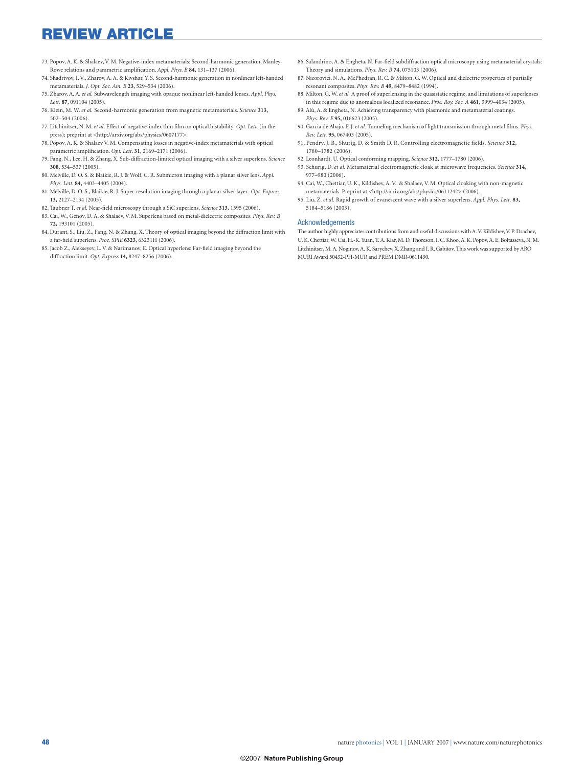73. Popov, A. K. & Shalaev, V. M. Negative-index metamaterials: Second-harmonic generation, Manley-Rowe relations and parametric amplification. *Appl. Phys. B* **84,** 131–137 (2006).
74. Shadrivov, I. V., Zharov, A. A. & Kivshar, Y. S. Second-harmonic generation in nonlinear left-handed metamaterials. *J. Opt. Soc. Am. B* **23,** 529–534 (2006).
75. Zharov, A. A. *et al.* Subwavelength imaging with opaque nonlinear left-handed lenses. *Appl. Phys. Lett.* **87,** 091104 (2005).
76. Klein, M. W. *et al.* Second-harmonic generation from magnetic metamaterials. *Science* **313,** 502–504 (2006).
77. Litchinitser, N. M. *et al.* Effect of negative-index thin film on optical bistability. *Opt. Lett.* (in the press); preprint at <http://arxiv.org/abs/physics/0607177>.
78. Popov, A. K. & Shalaev V. M. Compensating losses in negative-index metamaterials with optical parametric amplification. *Opt. Lett.* **31,** 2169–2171 (2006).
79. Fang, N., Lee, H. & Zhang, X. Sub-diffraction-limited optical imaging with a silver superlens. *Science* **308,** 534–537 (2005).
80. Melville, D. O. S. & Blaikie, R. J. & Wolf, C. R. Submicron imaging with a planar silver lens. *Appl. Phys. Lett.* **84,** 4403–4405 (2004).
81. Melville, D. O. S., Blaikie, R. J. Super-resolution imaging through a planar silver layer. *Opt. Express* **13,** 2127–2134 (2005).
82. Taubner T. *et al.* Near-field microscopy through a SiC superlens. *Science* **313,** 1595 (2006).
83. Cai, W., Genov, D. A. & Shalaev, V. M. Superlens based on metal-dielectric composites. *Phys. Rev. B* **72,** 193101 (2005).
84. Durant, S., Liu, Z., Fang, N. & Zhang, X. Theory of optical imaging beyond the diffraction limit with a far-field superlens. *Proc. SPIE* **6323,** 63231H (2006).
85. Jacob Z., Alekseyev, L. V. & Narimanov, E. Optical hyperlens: Far-field imaging beyond the diffraction limit. *Opt. Express* **14,** 8247–8256 (2006).
86. Salandrino, A. & Engheta, N. Far-field subdiffraction optical microscopy using metamaterial crystals: Theory and simulations. *Phys. Rev. B* **74,** 075103 (2006).
87. Nicorovici, N. A., McPhedran, R. C. & Milton, G. W. Optical and dielectric properties of partially resonant composites. *Phys. Rev. B* **49,** 8479–8482 (1994).
88. Milton, G. W. *et al.* A proof of superlensing in the quasistatic regime, and limitations of superlenses in this regime due to anomalous localized resonance. *Proc. Roy. Soc. A* **461,** 3999–4034 (2005).
89. Alù, A. & Engheta, N. Achieving transparency with plasmonic and metamaterial coatings. *Phys. Rev. E* **95,** 016623 (2005).
90. Garcia de Abajo, F. J. *et al.* Tunneling mechanism of light transmission through metal films. *Phys. Rev. Lett.* **95,** 067403 (2005).
91. Pendry, J. B., Shurig, D. & Smith D. R. Controlling electromagnetic fields. *Science* **312,** 1780–1782 (2006).
92. Leonhardt, U. Optical conforming mapping. *Science* **312,** 1777–1780 (2006).
93. Schurig, D. *et al.* Metamaterial electromagnetic cloak at microwave frequencies. *Science* **314,** 977–980 (2006).
94. Cai, W., Chettiar, U. K., Kildishev, A. V. & Shalaev, V. M. Optical cloaking with non-magnetic metamaterials. Preprint at <http://arxiv.org/abs/physics/0611242> (2006).
95. Liu, Z. *et al.* Rapid growth of evanescent wave with a silver superlens. *Appl. Phys. Lett.* **83,** 5184–5186 (2003).

## Acknowledgements

The author highly appreciates contributions from and useful discussions with A. V. Kildishev, V. P. Drachev, U. K. Chettiar, W. Cai, H.-K. Yuan, T. A. Klar, M. D. Thoreson, I. C. Khoo, A. K. Popov, A. E. Boltasseva, N. M. Litchinitser, M. A. Noginov, A. K. Sarychev, X. Zhang and I. R. Gabitov. This work was supported by ARO MURI Award 50432-PH-MUR and PREM DMR-0611430.